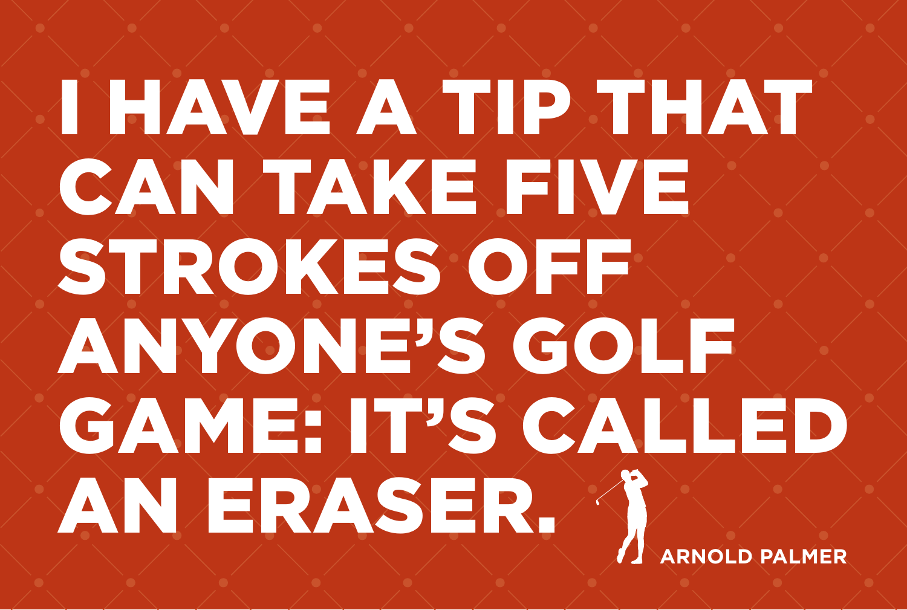# I HAVE A TIP THAT CAN TAKE FIVE STROKES OFF ANYONE'S GOLF GAME: IT'S CALLED AN ERASER.

**ARNOLD PALMER**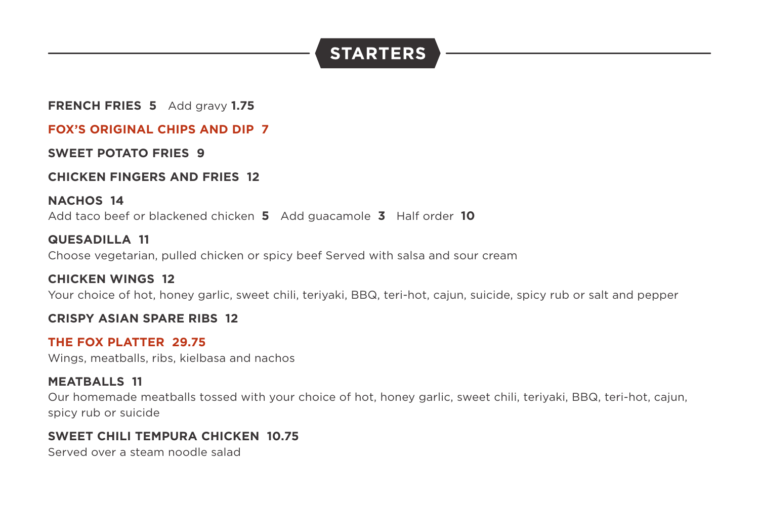## STARTERS

**FRENCH FRIES 5** Add gravy **1.75**

**FOX'S ORIGINAL CHIPS AND DIP 7**

**SWEET POTATO FRIES 9**

**CHICKEN FINGERS AND FRIES 12**

**NACHOS 14**
Add taco beef or blackened chicken **5** Add guacamole **3** Half order **10**

**QUESADILLA 11**
Choose vegetarian, pulled chicken or spicy beef Served with salsa and sour cream

**CHICKEN WINGS 12**
Your choice of hot, honey garlic, sweet chili, teriyaki, BBQ, teri-hot, cajun, suicide, spicy rub or salt and pepper

**CRISPY ASIAN SPARE RIBS 12**

**THE FOX PLATTER 29.75**
Wings, meatballs, ribs, kielbasa and nachos

**MEATBALLS 11**
Our homemade meatballs tossed with your choice of hot, honey garlic, sweet chili, teriyaki, BBQ, teri-hot, cajun, spicy rub or suicide

**SWEET CHILI TEMPURA CHICKEN 10.75**
Served over a steam noodle salad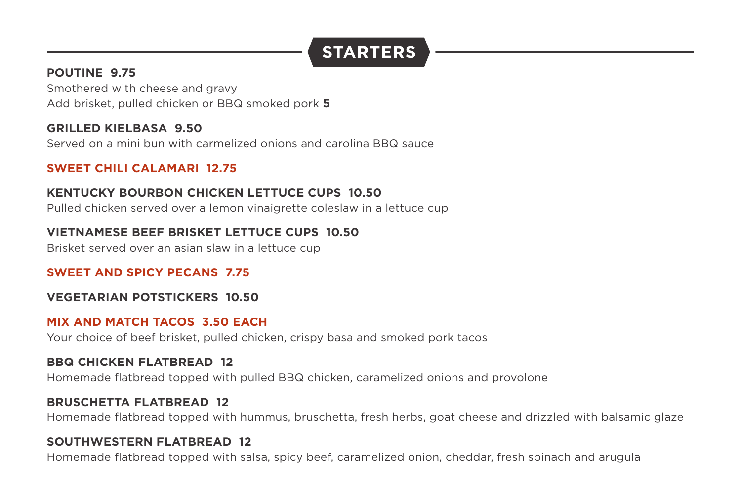## STARTERS

**POUTINE 9.75**
Smothered with cheese and gravy
Add brisket, pulled chicken or BBQ smoked pork **5**

**GRILLED KIELBASA 9.50**
Served on a mini bun with carmelized onions and carolina BBQ sauce

**SWEET CHILI CALAMARI 12.75**

**KENTUCKY BOURBON CHICKEN LETTUCE CUPS 10.50**
Pulled chicken served over a lemon vinaigrette coleslaw in a lettuce cup

**VIETNAMESE BEEF BRISKET LETTUCE CUPS 10.50**
Brisket served over an asian slaw in a lettuce cup

**SWEET AND SPICY PECANS 7.75**

**VEGETARIAN POTSTICKERS 10.50**

**MIX AND MATCH TACOS 3.50 EACH**
Your choice of beef brisket, pulled chicken, crispy basa and smoked pork tacos

**BBQ CHICKEN FLATBREAD 12**
Homemade flatbread topped with pulled BBQ chicken, caramelized onions and provolone

**BRUSCHETTA FLATBREAD 12**
Homemade flatbread topped with hummus, bruschetta, fresh herbs, goat cheese and drizzled with balsamic glaze

**SOUTHWESTERN FLATBREAD 12**
Homemade flatbread topped with salsa, spicy beef, caramelized onion, cheddar, fresh spinach and arugula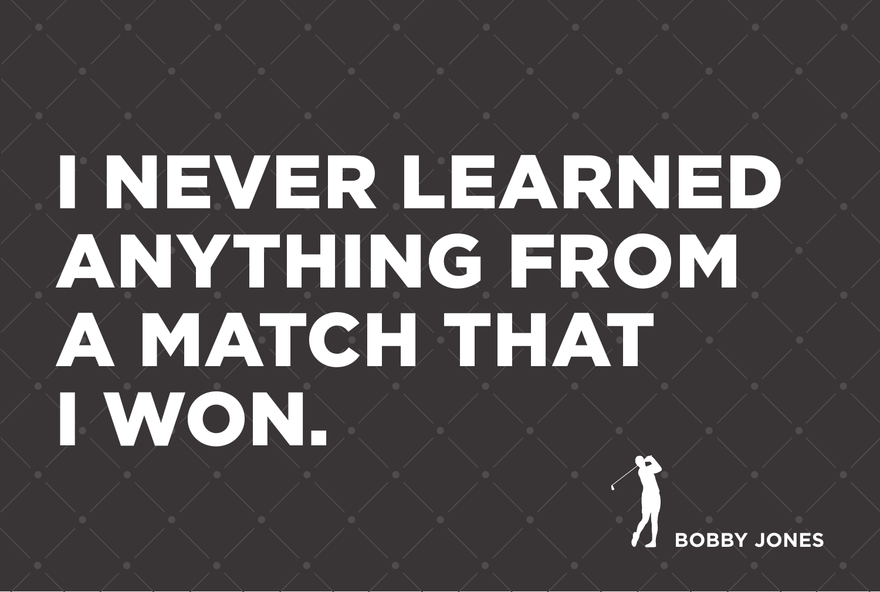# I NEVER LEARNED ANYTHING FROM A MATCH THAT I WON.

BOBBY JONES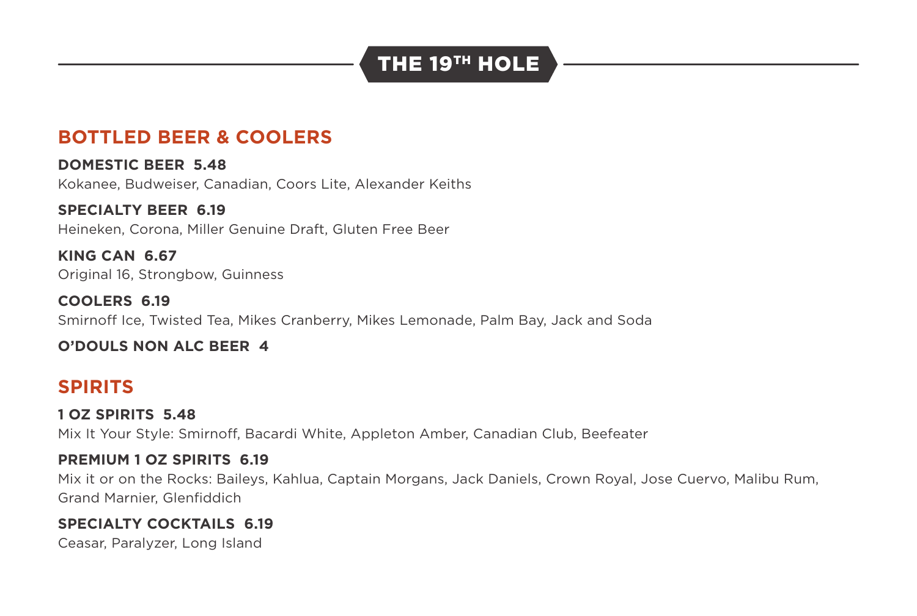# THE 19TH HOLE

## BOTTLED BEER & COOLERS

**DOMESTIC BEER 5.48**
Kokanee, Budweiser, Canadian, Coors Lite, Alexander Keiths

**SPECIALTY BEER 6.19**
Heineken, Corona, Miller Genuine Draft, Gluten Free Beer

**KING CAN 6.67**
Original 16, Strongbow, Guinness

**COOLERS 6.19**
Smirnoff Ice, Twisted Tea, Mikes Cranberry, Mikes Lemonade, Palm Bay, Jack and Soda

**O'DOULS NON ALC BEER 4**

## SPIRITS

**1 OZ SPIRITS 5.48**
Mix It Your Style: Smirnoff, Bacardi White, Appleton Amber, Canadian Club, Beefeater

**PREMIUM 1 OZ SPIRITS 6.19**
Mix it or on the Rocks: Baileys, Kahlua, Captain Morgans, Jack Daniels, Crown Royal, Jose Cuervo, Malibu Rum, Grand Marnier, Glenfiddich

**SPECIALTY COCKTAILS 6.19**
Ceasar, Paralyzer, Long Island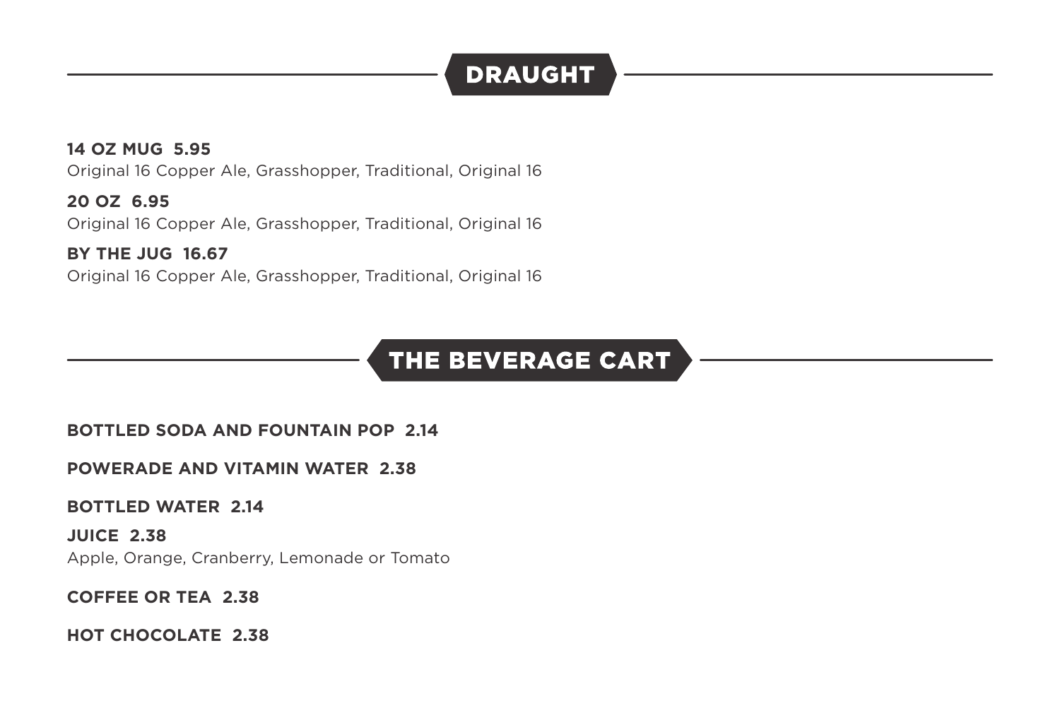## DRAUGHT

**14 OZ MUG 5.95**
Original 16 Copper Ale, Grasshopper, Traditional, Original 16

**20 OZ 6.95**
Original 16 Copper Ale, Grasshopper, Traditional, Original 16

**BY THE JUG 16.67**
Original 16 Copper Ale, Grasshopper, Traditional, Original 16

## THE BEVERAGE CART

**BOTTLED SODA AND FOUNTAIN POP 2.14**

**POWERADE AND VITAMIN WATER 2.38**

**BOTTLED WATER 2.14**

**JUICE 2.38**
Apple, Orange, Cranberry, Lemonade or Tomato

**COFFEE OR TEA 2.38**

**HOT CHOCOLATE 2.38**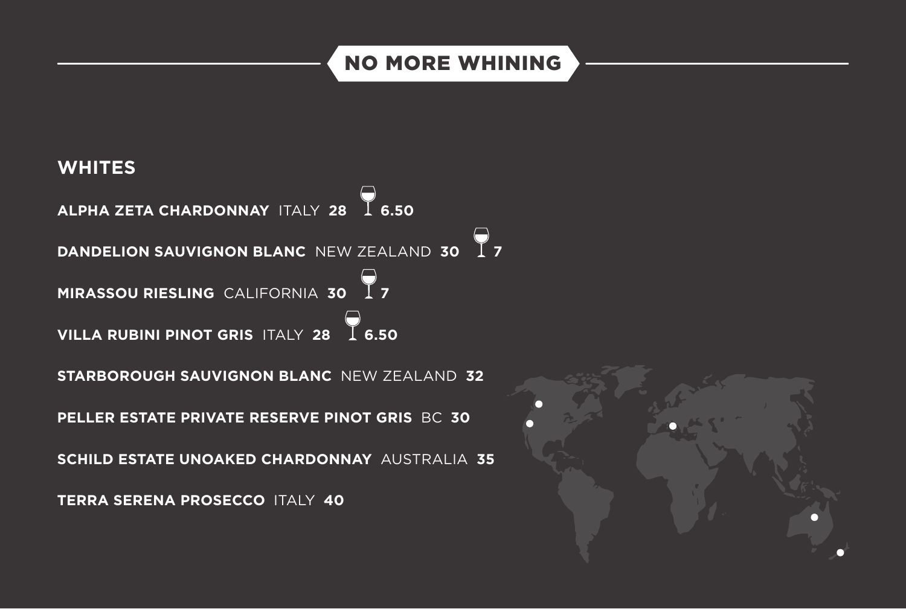# NO MORE WHINING

## WHITES

**ALPHA ZETA CHARDONNAY** ITALY **28** 🍷 **6.50**

**DANDELION SAUVIGNON BLANC** NEW ZEALAND **30** 🍷 **7**

**MIRASSOU RIESLING** CALIFORNIA **30** 🍷 **7**

**VILLA RUBINI PINOT GRIS** ITALY **28** 🍷 **6.50**

**STARBOROUGH SAUVIGNON BLANC** NEW ZEALAND **32**

**PELLER ESTATE PRIVATE RESERVE PINOT GRIS** BC **30**

**SCHILD ESTATE UNOAKED CHARDONNAY** AUSTRALIA **35**

**TERRA SERENA PROSECCO** ITALY **40**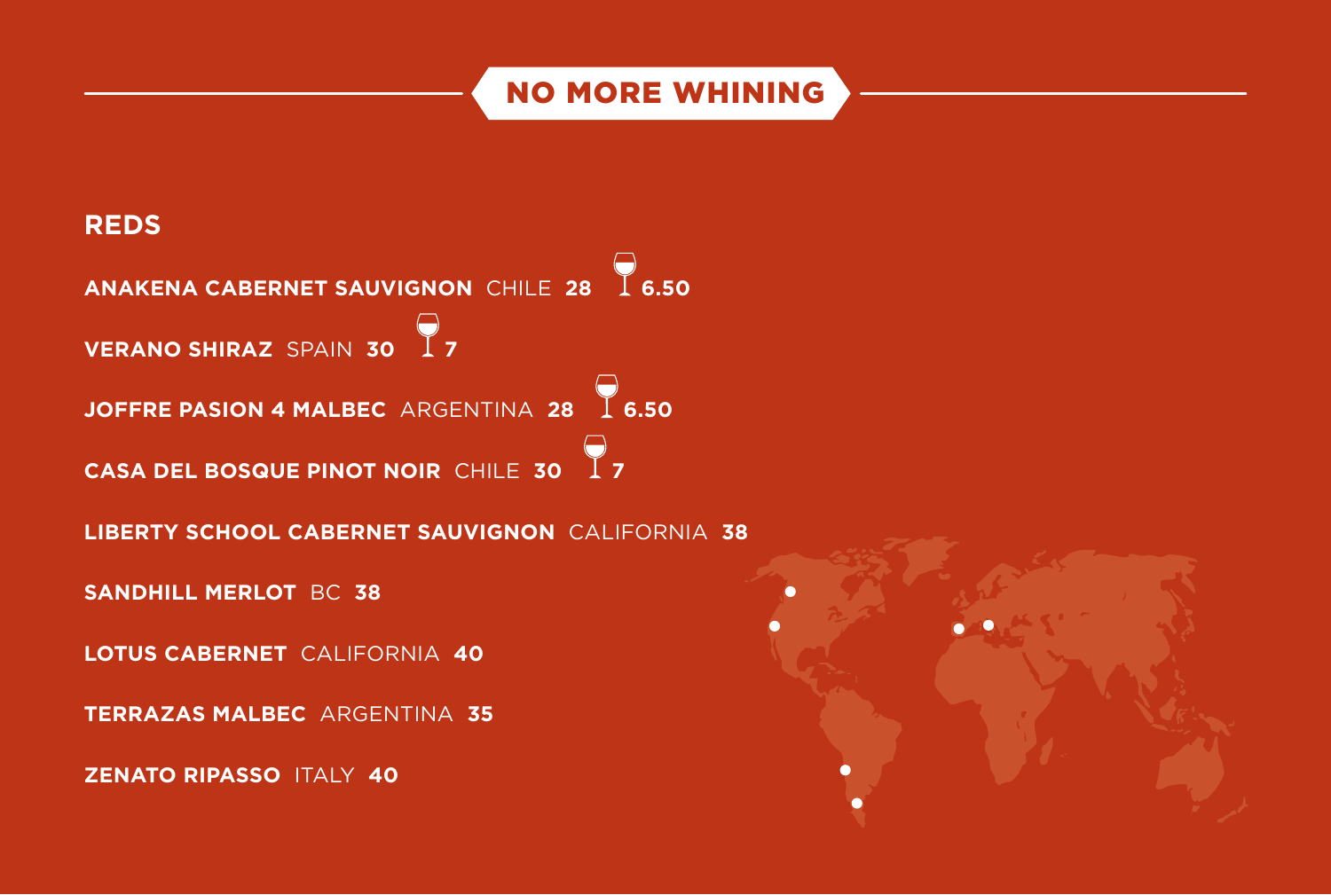## NO MORE WHINING

### REDS

**ANAKENA CABERNET SAUVIGNON** CHILE **28** **6.50**

**VERANO SHIRAZ** SPAIN **30** **7**

**JOFFRE PASION 4 MALBEC** ARGENTINA **28** **6.50**

**CASA DEL BOSQUE PINOT NOIR** CHILE **30** **7**

**LIBERTY SCHOOL CABERNET SAUVIGNON** CALIFORNIA **38**

**SANDHILL MERLOT** BC **38**

**LOTUS CABERNET** CALIFORNIA **40**

**TERRAZAS MALBEC** ARGENTINA **35**

**ZENATO RIPASSO** ITALY **40**